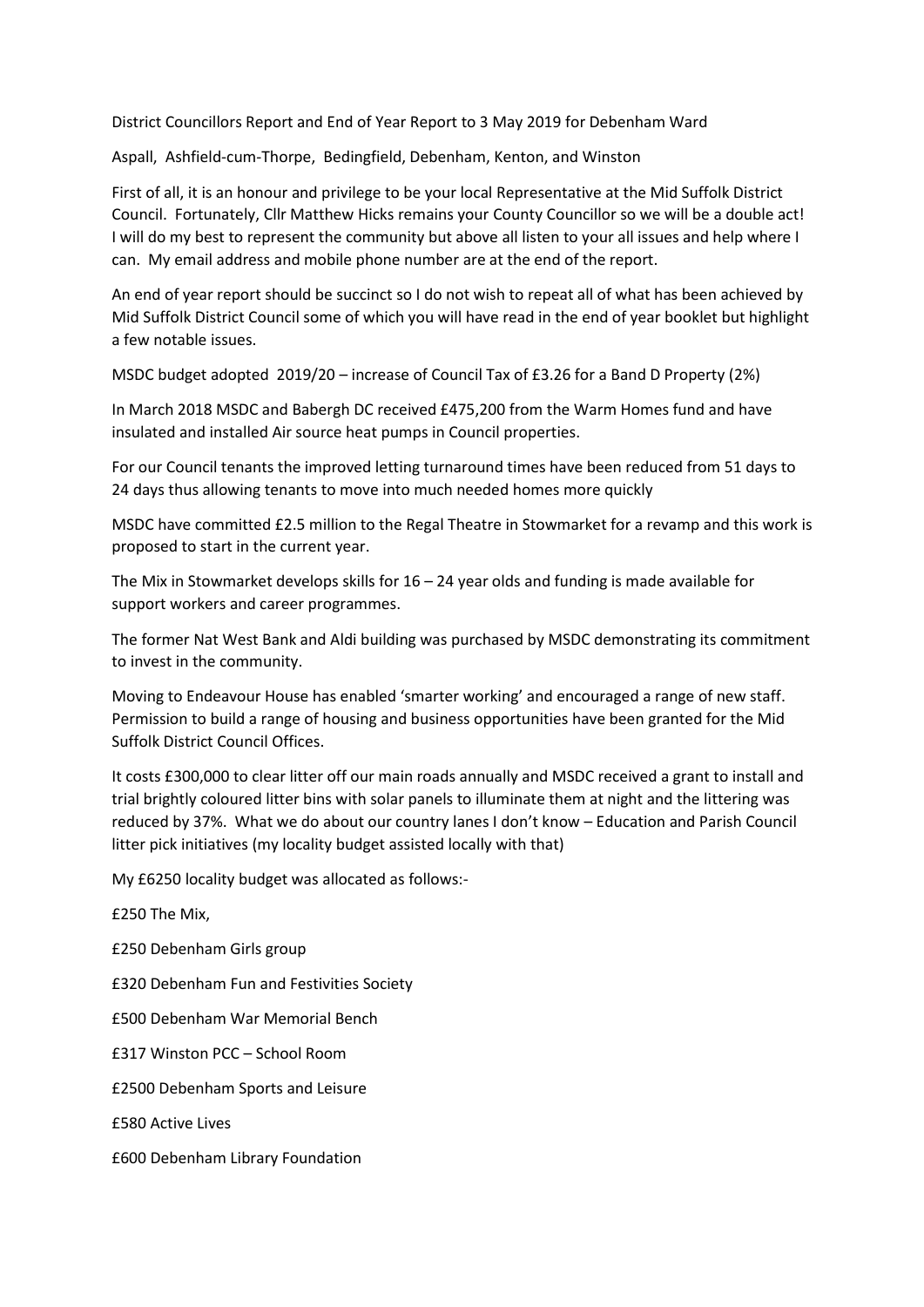District Councillors Report and End of Year Report to 3 May 2019 for Debenham Ward

Aspall, Ashfield-cum-Thorpe, Bedingfield, Debenham, Kenton, and Winston

First of all, it is an honour and privilege to be your local Representative at the Mid Suffolk District Council. Fortunately, Cllr Matthew Hicks remains your County Councillor so we will be a double act! I will do my best to represent the community but above all listen to your all issues and help where I can. My email address and mobile phone number are at the end of the report.

An end of year report should be succinct so I do not wish to repeat all of what has been achieved by Mid Suffolk District Council some of which you will have read in the end of year booklet but highlight a few notable issues.

MSDC budget adopted 2019/20 – increase of Council Tax of £3.26 for a Band D Property (2%)

In March 2018 MSDC and Babergh DC received £475,200 from the Warm Homes fund and have insulated and installed Air source heat pumps in Council properties.

For our Council tenants the improved letting turnaround times have been reduced from 51 days to 24 days thus allowing tenants to move into much needed homes more quickly

MSDC have committed £2.5 million to the Regal Theatre in Stowmarket for a revamp and this work is proposed to start in the current year.

The Mix in Stowmarket develops skills for 16 – 24 year olds and funding is made available for support workers and career programmes.

The former Nat West Bank and Aldi building was purchased by MSDC demonstrating its commitment to invest in the community.

Moving to Endeavour House has enabled 'smarter working' and encouraged a range of new staff. Permission to build a range of housing and business opportunities have been granted for the Mid Suffolk District Council Offices.

It costs £300,000 to clear litter off our main roads annually and MSDC received a grant to install and trial brightly coloured litter bins with solar panels to illuminate them at night and the littering was reduced by 37%. What we do about our country lanes I don't know – Education and Parish Council litter pick initiatives (my locality budget assisted locally with that)

My £6250 locality budget was allocated as follows:-

£250 The Mix,

£250 Debenham Girls group

£320 Debenham Fun and Festivities Society

£500 Debenham War Memorial Bench

£317 Winston PCC – School Room

£2500 Debenham Sports and Leisure

£580 Active Lives

£600 Debenham Library Foundation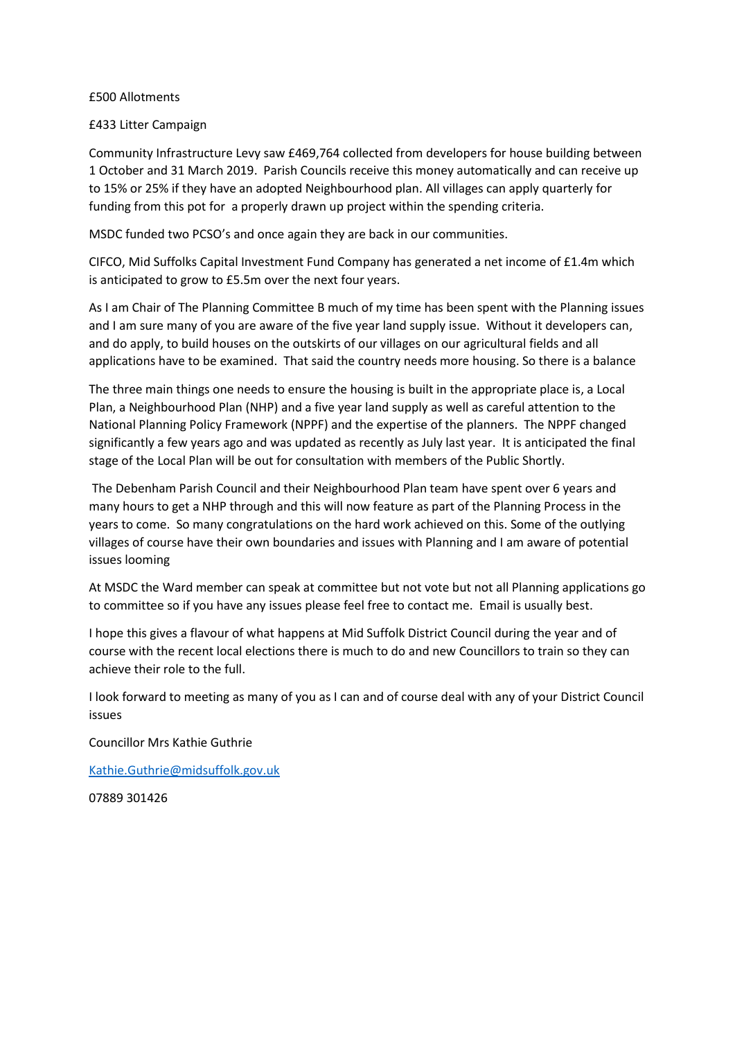£500 Allotments

£433 Litter Campaign

Community Infrastructure Levy saw £469,764 collected from developers for house building between 1 October and 31 March 2019. Parish Councils receive this money automatically and can receive up to 15% or 25% if they have an adopted Neighbourhood plan. All villages can apply quarterly for funding from this pot for a properly drawn up project within the spending criteria.

MSDC funded two PCSO's and once again they are back in our communities.

CIFCO, Mid Suffolks Capital Investment Fund Company has generated a net income of £1.4m which is anticipated to grow to £5.5m over the next four years.

As I am Chair of The Planning Committee B much of my time has been spent with the Planning issues and I am sure many of you are aware of the five year land supply issue. Without it developers can, and do apply, to build houses on the outskirts of our villages on our agricultural fields and all applications have to be examined. That said the country needs more housing. So there is a balance

The three main things one needs to ensure the housing is built in the appropriate place is, a Local Plan, a Neighbourhood Plan (NHP) and a five year land supply as well as careful attention to the National Planning Policy Framework (NPPF) and the expertise of the planners. The NPPF changed significantly a few years ago and was updated as recently as July last year. It is anticipated the final stage of the Local Plan will be out for consultation with members of the Public Shortly.

The Debenham Parish Council and their Neighbourhood Plan team have spent over 6 years and many hours to get a NHP through and this will now feature as part of the Planning Process in the years to come. So many congratulations on the hard work achieved on this. Some of the outlying villages of course have their own boundaries and issues with Planning and I am aware of potential issues looming

At MSDC the Ward member can speak at committee but not vote but not all Planning applications go to committee so if you have any issues please feel free to contact me. Email is usually best.

I hope this gives a flavour of what happens at Mid Suffolk District Council during the year and of course with the recent local elections there is much to do and new Councillors to train so they can achieve their role to the full.

I look forward to meeting as many of you as I can and of course deal with any of your District Council issues

Councillor Mrs Kathie Guthrie

Kathie.Guthrie@midsuffolk.gov.uk

07889 301426